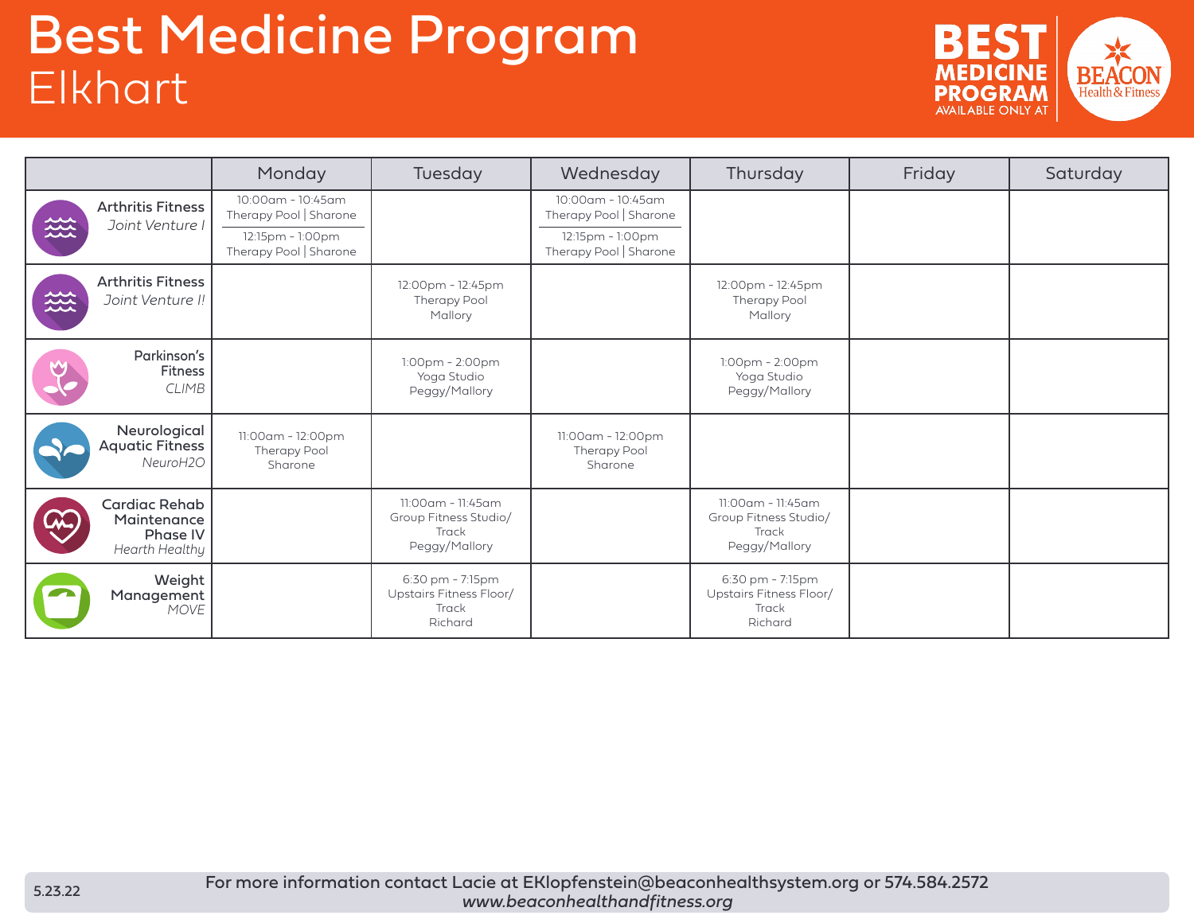# Best Medicine Program
## Elkhart

BEST MEDICINE PROGRAM AVAILABLE ONLY AT BEACON Health & Fitness

| | Monday | Tuesday | Wednesday | Thursday | Friday | Saturday |
|---|---|---|---|---|---|---|
| **Arthritis Fitness** *Joint Venture I* | 10:00am - 10:45am Therapy Pool \| Sharone<br>12:15pm - 1:00pm Therapy Pool \| Sharone | | 10:00am - 10:45am Therapy Pool \| Sharone<br>12:15pm - 1:00pm Therapy Pool \| Sharone | | | |
| **Arthritis Fitness** *Joint Venture II* | | 12:00pm - 12:45pm Therapy Pool Mallory | | 12:00pm - 12:45pm Therapy Pool Mallory | | |
| **Parkinson's Fitness** *CLIMB* | | 1:00pm - 2:00pm Yoga Studio Peggy/Mallory | | 1:00pm - 2:00pm Yoga Studio Peggy/Mallory | | |
| **Neurological Aquatic Fitness** *NeuroH2O* | 11:00am - 12:00pm Therapy Pool Sharone | | 11:00am - 12:00pm Therapy Pool Sharone | | | |
| **Cardiac Rehab Maintenance Phase IV** *Hearth Healthy* | | 11:00am - 11:45am Group Fitness Studio/ Track Peggy/Mallory | | 11:00am - 11:45am Group Fitness Studio/ Track Peggy/Mallory | | |
| **Weight Management** *MOVE* | | 6:30 pm - 7:15pm Upstairs Fitness Floor/ Track Richard | | 6:30 pm - 7:15pm Upstairs Fitness Floor/ Track Richard | | |

5.23.22

For more information contact Lacie at EKlopfenstein@beaconhealthsystem.org or 574.584.2572
*www.beaconhealthandfitness.org*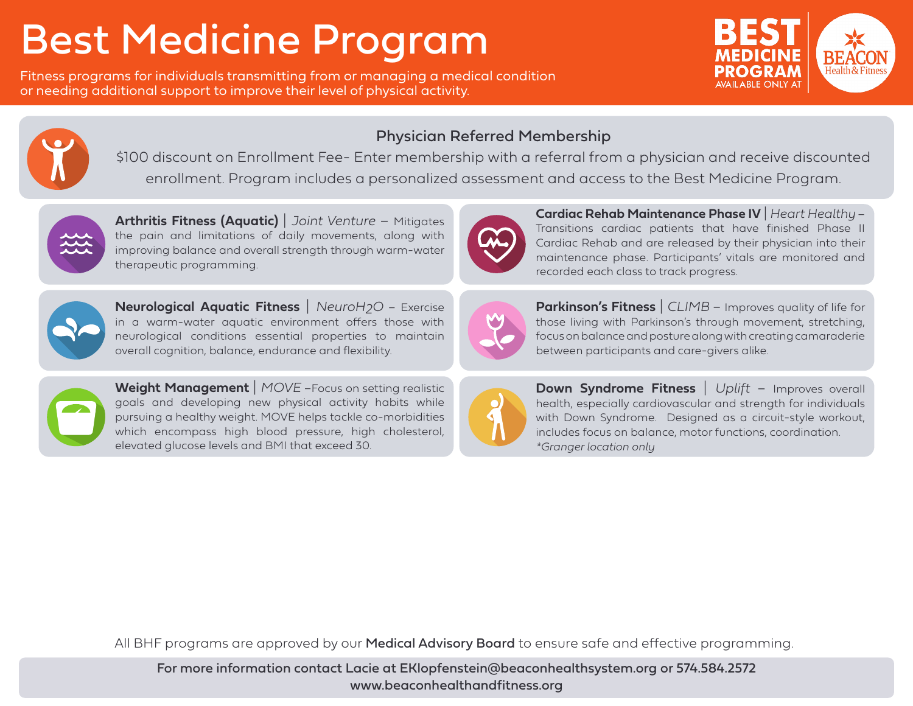# Best Medicine Program

Fitness programs for individuals transmitting from or managing a medical condition or needing additional support to improve their level of physical activity.

BEST MEDICINE PROGRAM AVAILABLE ONLY AT BEACON Health & Fitness

## Physician Referred Membership

$100 discount on Enrollment Fee- Enter membership with a referral from a physician and receive discounted enrollment. Program includes a personalized assessment and access to the Best Medicine Program.

**Arthritis Fitness (Aquatic)** | *Joint Venture* – Mitigates the pain and limitations of daily movements, along with improving balance and overall strength through warm-water therapeutic programming.

**Cardiac Rehab Maintenance Phase IV** | *Heart Healthy* – Transitions cardiac patients that have finished Phase II Cardiac Rehab and are released by their physician into their maintenance phase. Participants' vitals are monitored and recorded each class to track progress.

**Neurological Aquatic Fitness** | *NeuroH2O* – Exercise in a warm-water aquatic environment offers those with neurological conditions essential properties to maintain overall cognition, balance, endurance and flexibility.

**Parkinson's Fitness** | *CLIMB* – Improves quality of life for those living with Parkinson's through movement, stretching, focus on balance and posture along with creating camaraderie between participants and care-givers alike.

**Weight Management** | *MOVE* –Focus on setting realistic goals and developing new physical activity habits while pursuing a healthy weight. MOVE helps tackle co-morbidities which encompass high blood pressure, high cholesterol, elevated glucose levels and BMI that exceed 30.

**Down Syndrome Fitness** | *Uplift* – Improves overall health, especially cardiovascular and strength for individuals with Down Syndrome. Designed as a circuit-style workout, includes focus on balance, motor functions, coordination.
*\*Granger location only*

All BHF programs are approved by our **Medical Advisory Board** to ensure safe and effective programming.

**For more information contact Lacie at EKlopfenstein@beaconhealthsystem.org or 574.584.2572**
**www.beaconhealthandfitness.org**